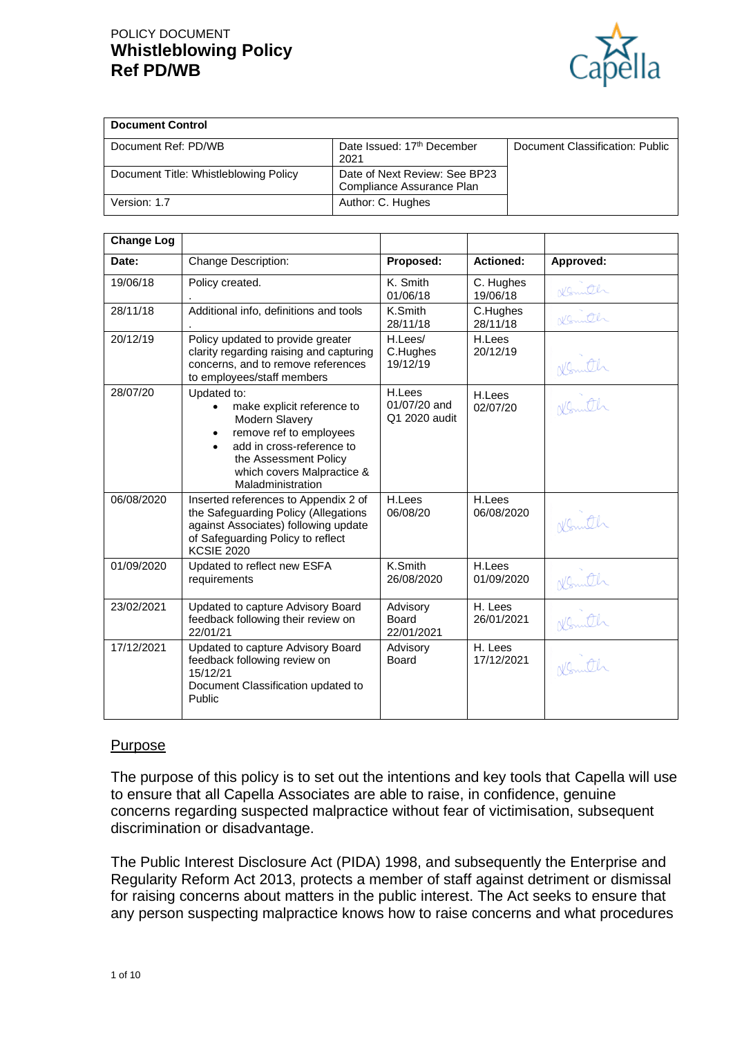POLICY DOCUMENT
# Whistleblowing Policy
# Ref PD/WB

| Document Control | | |
|---|---|---|
| Document Ref: PD/WB | Date Issued: 17th December 2021 | Document Classification: Public |
| Document Title: Whistleblowing Policy | Date of Next Review: See BP23 Compliance Assurance Plan | |
| Version: 1.7 | Author: C. Hughes | |

| Change Log | | | | |
|---|---|---|---|---|
| **Date:** | Change Description: | **Proposed:** | **Actioned:** | **Approved:** |
| 19/06/18 | Policy created. . | K. Smith 01/06/18 | C. Hughes 19/06/18 | KSmith |
| 28/11/18 | Additional info, definitions and tools . | K.Smith 28/11/18 | C.Hughes 28/11/18 | KSmith |
| 20/12/19 | Policy updated to provide greater clarity regarding raising and capturing concerns, and to remove references to employees/staff members | H.Lees/ C.Hughes 19/12/19 | H.Lees 20/12/19 | KSmith |
| 28/07/20 | Updated to: <br>• make explicit reference to Modern Slavery <br>• remove ref to employees <br>• add in cross-reference to the Assessment Policy which covers Malpractice & Maladministration | H.Lees 01/07/20 and Q1 2020 audit | H.Lees 02/07/20 | KSmith |
| 06/08/2020 | Inserted references to Appendix 2 of the Safeguarding Policy (Allegations against Associates) following update of Safeguarding Policy to reflect KCSIE 2020 | H.Lees 06/08/20 | H.Lees 06/08/2020 | KSmith |
| 01/09/2020 | Updated to reflect new ESFA requirements | K.Smith 26/08/2020 | H.Lees 01/09/2020 | KSmith |
| 23/02/2021 | Updated to capture Advisory Board feedback following their review on 22/01/21 | Advisory Board 22/01/2021 | H. Lees 26/01/2021 | KSmith |
| 17/12/2021 | Updated to capture Advisory Board feedback following review on 15/12/21 <br>Document Classification updated to Public | Advisory Board | H. Lees 17/12/2021 | KSmith |

## Purpose

The purpose of this policy is to set out the intentions and key tools that Capella will use to ensure that all Capella Associates are able to raise, in confidence, genuine concerns regarding suspected malpractice without fear of victimisation, subsequent discrimination or disadvantage.

The Public Interest Disclosure Act (PIDA) 1998, and subsequently the Enterprise and Regularity Reform Act 2013, protects a member of staff against detriment or dismissal for raising concerns about matters in the public interest. The Act seeks to ensure that any person suspecting malpractice knows how to raise concerns and what procedures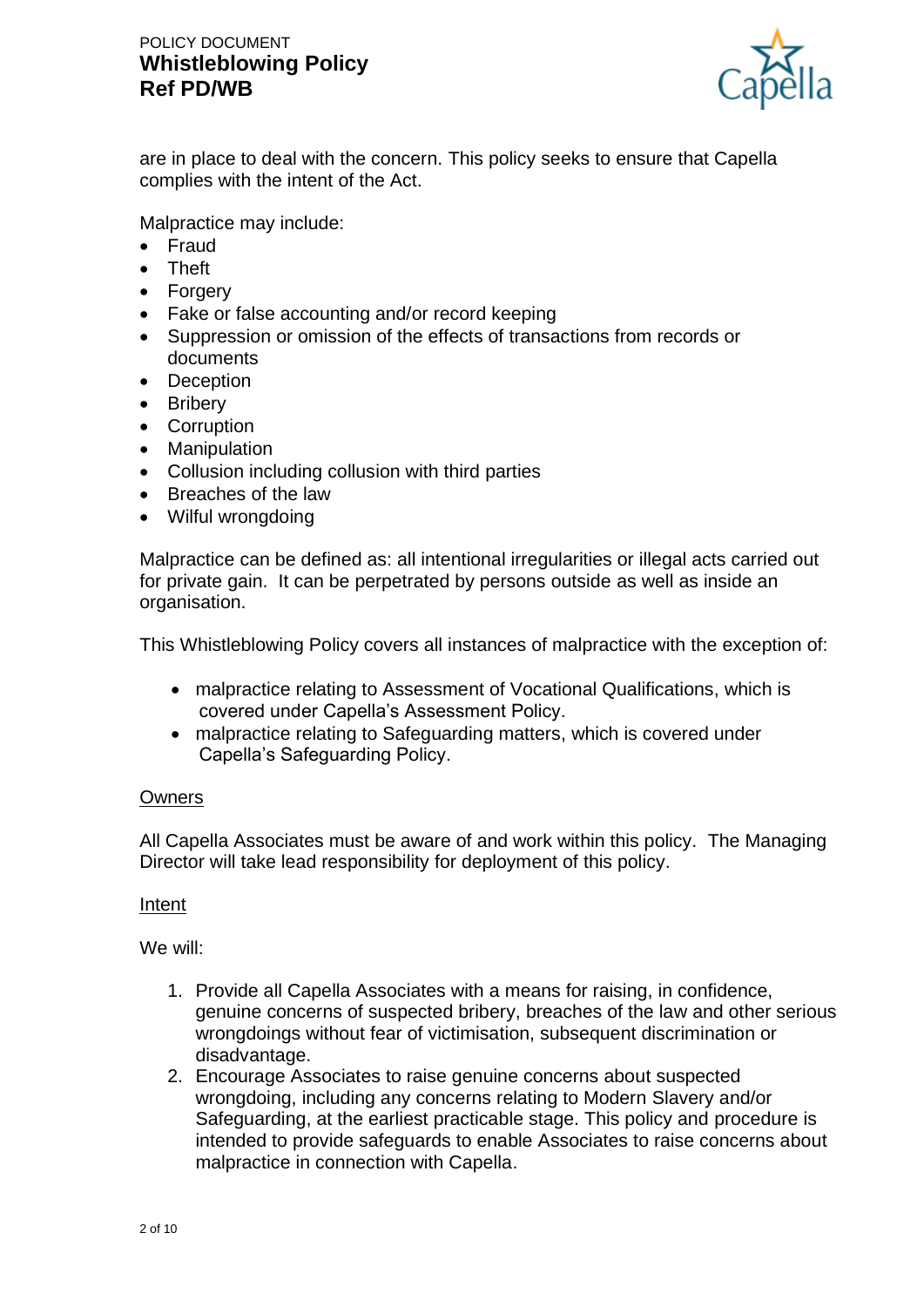are in place to deal with the concern. This policy seeks to ensure that Capella complies with the intent of the Act.

Malpractice may include:

- Fraud
- Theft
- Forgery
- Fake or false accounting and/or record keeping
- Suppression or omission of the effects of transactions from records or documents
- Deception
- Bribery
- Corruption
- Manipulation
- Collusion including collusion with third parties
- Breaches of the law
- Wilful wrongdoing

Malpractice can be defined as: all intentional irregularities or illegal acts carried out for private gain. It can be perpetrated by persons outside as well as inside an organisation.

This Whistleblowing Policy covers all instances of malpractice with the exception of:

- malpractice relating to Assessment of Vocational Qualifications, which is covered under Capella's Assessment Policy.
- malpractice relating to Safeguarding matters, which is covered under Capella's Safeguarding Policy.

## Owners

All Capella Associates must be aware of and work within this policy. The Managing Director will take lead responsibility for deployment of this policy.

## Intent

We will:

1. Provide all Capella Associates with a means for raising, in confidence, genuine concerns of suspected bribery, breaches of the law and other serious wrongdoings without fear of victimisation, subsequent discrimination or disadvantage.
2. Encourage Associates to raise genuine concerns about suspected wrongdoing, including any concerns relating to Modern Slavery and/or Safeguarding, at the earliest practicable stage. This policy and procedure is intended to provide safeguards to enable Associates to raise concerns about malpractice in connection with Capella.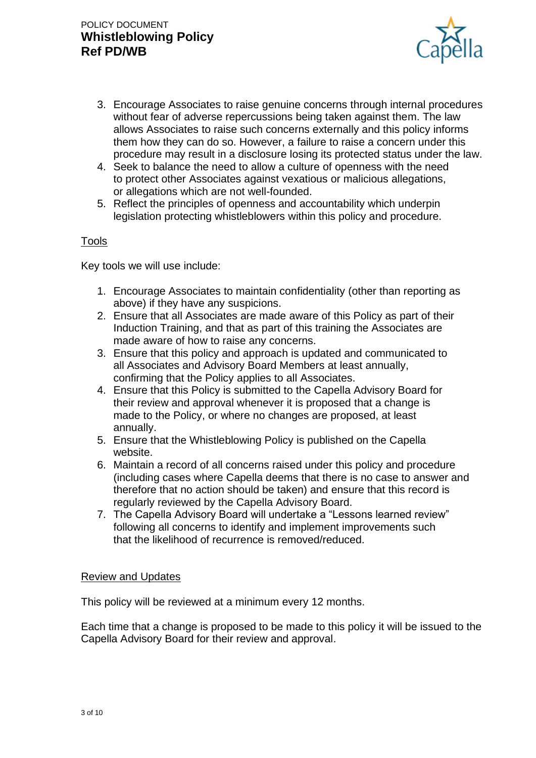3. Encourage Associates to raise genuine concerns through internal procedures without fear of adverse repercussions being taken against them. The law allows Associates to raise such concerns externally and this policy informs them how they can do so. However, a failure to raise a concern under this procedure may result in a disclosure losing its protected status under the law.
4. Seek to balance the need to allow a culture of openness with the need to protect other Associates against vexatious or malicious allegations, or allegations which are not well-founded.
5. Reflect the principles of openness and accountability which underpin legislation protecting whistleblowers within this policy and procedure.

## Tools

Key tools we will use include:

1. Encourage Associates to maintain confidentiality (other than reporting as above) if they have any suspicions.
2. Ensure that all Associates are made aware of this Policy as part of their Induction Training, and that as part of this training the Associates are made aware of how to raise any concerns.
3. Ensure that this policy and approach is updated and communicated to all Associates and Advisory Board Members at least annually, confirming that the Policy applies to all Associates.
4. Ensure that this Policy is submitted to the Capella Advisory Board for their review and approval whenever it is proposed that a change is made to the Policy, or where no changes are proposed, at least annually.
5. Ensure that the Whistleblowing Policy is published on the Capella website.
6. Maintain a record of all concerns raised under this policy and procedure (including cases where Capella deems that there is no case to answer and therefore that no action should be taken) and ensure that this record is regularly reviewed by the Capella Advisory Board.
7. The Capella Advisory Board will undertake a "Lessons learned review" following all concerns to identify and implement improvements such that the likelihood of recurrence is removed/reduced.

## Review and Updates

This policy will be reviewed at a minimum every 12 months.

Each time that a change is proposed to be made to this policy it will be issued to the Capella Advisory Board for their review and approval.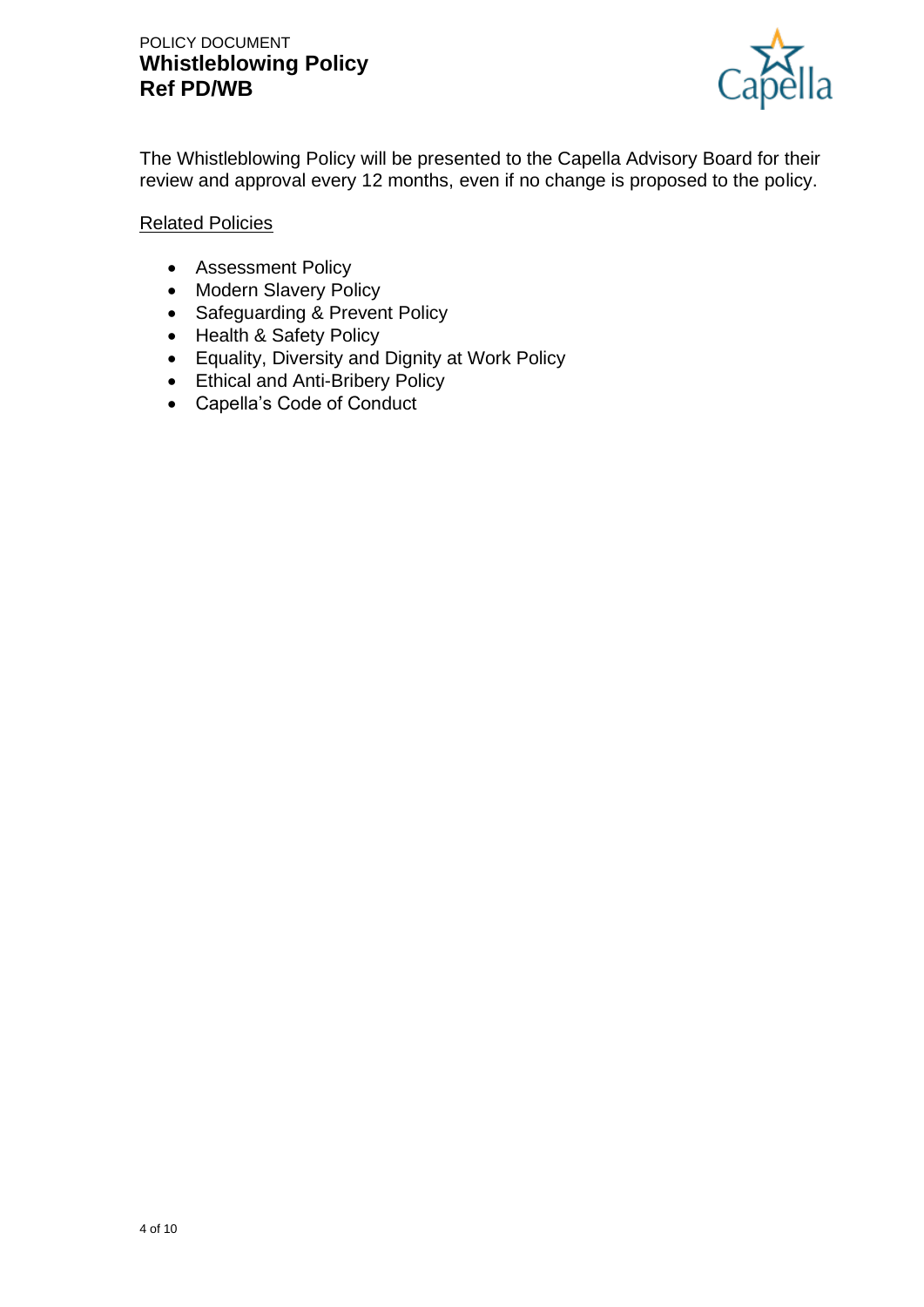The Whistleblowing Policy will be presented to the Capella Advisory Board for their review and approval every 12 months, even if no change is proposed to the policy.

Related Policies

- Assessment Policy
- Modern Slavery Policy
- Safeguarding & Prevent Policy
- Health & Safety Policy
- Equality, Diversity and Dignity at Work Policy
- Ethical and Anti-Bribery Policy
- Capella's Code of Conduct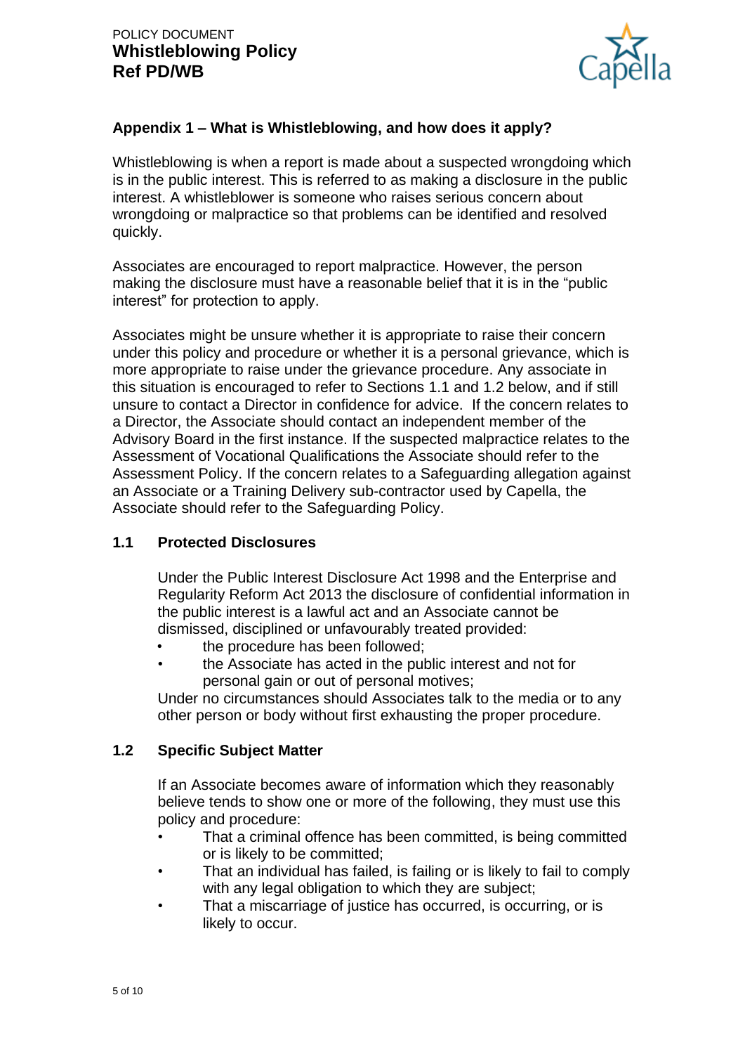## Appendix 1 – What is Whistleblowing, and how does it apply?

Whistleblowing is when a report is made about a suspected wrongdoing which is in the public interest. This is referred to as making a disclosure in the public interest. A whistleblower is someone who raises serious concern about wrongdoing or malpractice so that problems can be identified and resolved quickly.

Associates are encouraged to report malpractice. However, the person making the disclosure must have a reasonable belief that it is in the "public interest" for protection to apply.

Associates might be unsure whether it is appropriate to raise their concern under this policy and procedure or whether it is a personal grievance, which is more appropriate to raise under the grievance procedure. Any associate in this situation is encouraged to refer to Sections 1.1 and 1.2 below, and if still unsure to contact a Director in confidence for advice. If the concern relates to a Director, the Associate should contact an independent member of the Advisory Board in the first instance. If the suspected malpractice relates to the Assessment of Vocational Qualifications the Associate should refer to the Assessment Policy. If the concern relates to a Safeguarding allegation against an Associate or a Training Delivery sub-contractor used by Capella, the Associate should refer to the Safeguarding Policy.

### 1.1 Protected Disclosures

Under the Public Interest Disclosure Act 1998 and the Enterprise and Regularity Reform Act 2013 the disclosure of confidential information in the public interest is a lawful act and an Associate cannot be dismissed, disciplined or unfavourably treated provided:

- the procedure has been followed;
- the Associate has acted in the public interest and not for personal gain or out of personal motives;

Under no circumstances should Associates talk to the media or to any other person or body without first exhausting the proper procedure.

### 1.2 Specific Subject Matter

If an Associate becomes aware of information which they reasonably believe tends to show one or more of the following, they must use this policy and procedure:

- That a criminal offence has been committed, is being committed or is likely to be committed;
- That an individual has failed, is failing or is likely to fail to comply with any legal obligation to which they are subject;
- That a miscarriage of justice has occurred, is occurring, or is likely to occur.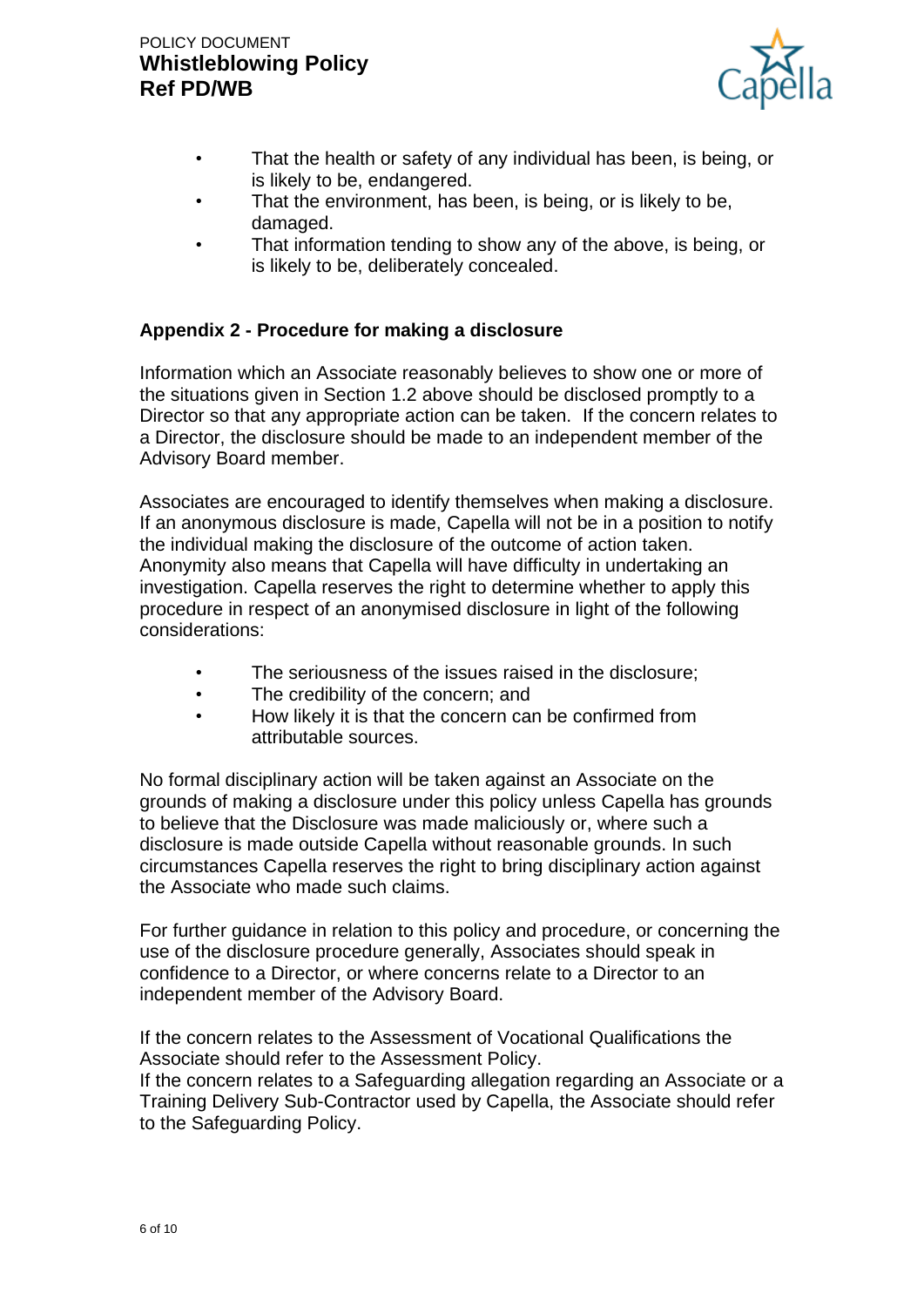- That the health or safety of any individual has been, is being, or is likely to be, endangered.
- That the environment, has been, is being, or is likely to be, damaged.
- That information tending to show any of the above, is being, or is likely to be, deliberately concealed.

## Appendix 2 - Procedure for making a disclosure

Information which an Associate reasonably believes to show one or more of the situations given in Section 1.2 above should be disclosed promptly to a Director so that any appropriate action can be taken. If the concern relates to a Director, the disclosure should be made to an independent member of the Advisory Board member.

Associates are encouraged to identify themselves when making a disclosure. If an anonymous disclosure is made, Capella will not be in a position to notify the individual making the disclosure of the outcome of action taken. Anonymity also means that Capella will have difficulty in undertaking an investigation. Capella reserves the right to determine whether to apply this procedure in respect of an anonymised disclosure in light of the following considerations:

- The seriousness of the issues raised in the disclosure;
- The credibility of the concern; and
- How likely it is that the concern can be confirmed from attributable sources.

No formal disciplinary action will be taken against an Associate on the grounds of making a disclosure under this policy unless Capella has grounds to believe that the Disclosure was made maliciously or, where such a disclosure is made outside Capella without reasonable grounds. In such circumstances Capella reserves the right to bring disciplinary action against the Associate who made such claims.

For further guidance in relation to this policy and procedure, or concerning the use of the disclosure procedure generally, Associates should speak in confidence to a Director, or where concerns relate to a Director to an independent member of the Advisory Board.

If the concern relates to the Assessment of Vocational Qualifications the Associate should refer to the Assessment Policy.
If the concern relates to a Safeguarding allegation regarding an Associate or a Training Delivery Sub-Contractor used by Capella, the Associate should refer to the Safeguarding Policy.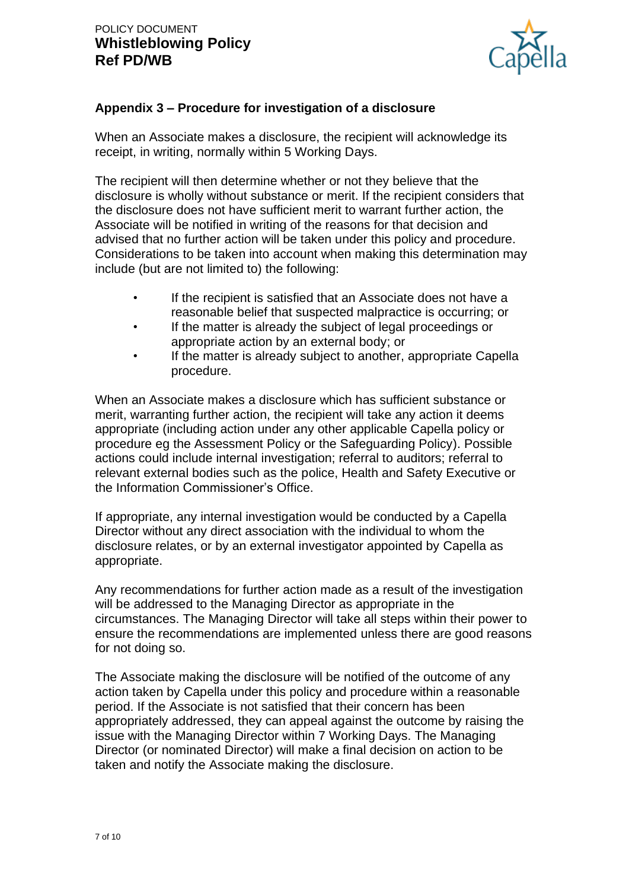## Appendix 3 – Procedure for investigation of a disclosure

When an Associate makes a disclosure, the recipient will acknowledge its receipt, in writing, normally within 5 Working Days.

The recipient will then determine whether or not they believe that the disclosure is wholly without substance or merit. If the recipient considers that the disclosure does not have sufficient merit to warrant further action, the Associate will be notified in writing of the reasons for that decision and advised that no further action will be taken under this policy and procedure. Considerations to be taken into account when making this determination may include (but are not limited to) the following:

- If the recipient is satisfied that an Associate does not have a reasonable belief that suspected malpractice is occurring; or
- If the matter is already the subject of legal proceedings or appropriate action by an external body; or
- If the matter is already subject to another, appropriate Capella procedure.

When an Associate makes a disclosure which has sufficient substance or merit, warranting further action, the recipient will take any action it deems appropriate (including action under any other applicable Capella policy or procedure eg the Assessment Policy or the Safeguarding Policy). Possible actions could include internal investigation; referral to auditors; referral to relevant external bodies such as the police, Health and Safety Executive or the Information Commissioner's Office.

If appropriate, any internal investigation would be conducted by a Capella Director without any direct association with the individual to whom the disclosure relates, or by an external investigator appointed by Capella as appropriate.

Any recommendations for further action made as a result of the investigation will be addressed to the Managing Director as appropriate in the circumstances. The Managing Director will take all steps within their power to ensure the recommendations are implemented unless there are good reasons for not doing so.

The Associate making the disclosure will be notified of the outcome of any action taken by Capella under this policy and procedure within a reasonable period. If the Associate is not satisfied that their concern has been appropriately addressed, they can appeal against the outcome by raising the issue with the Managing Director within 7 Working Days. The Managing Director (or nominated Director) will make a final decision on action to be taken and notify the Associate making the disclosure.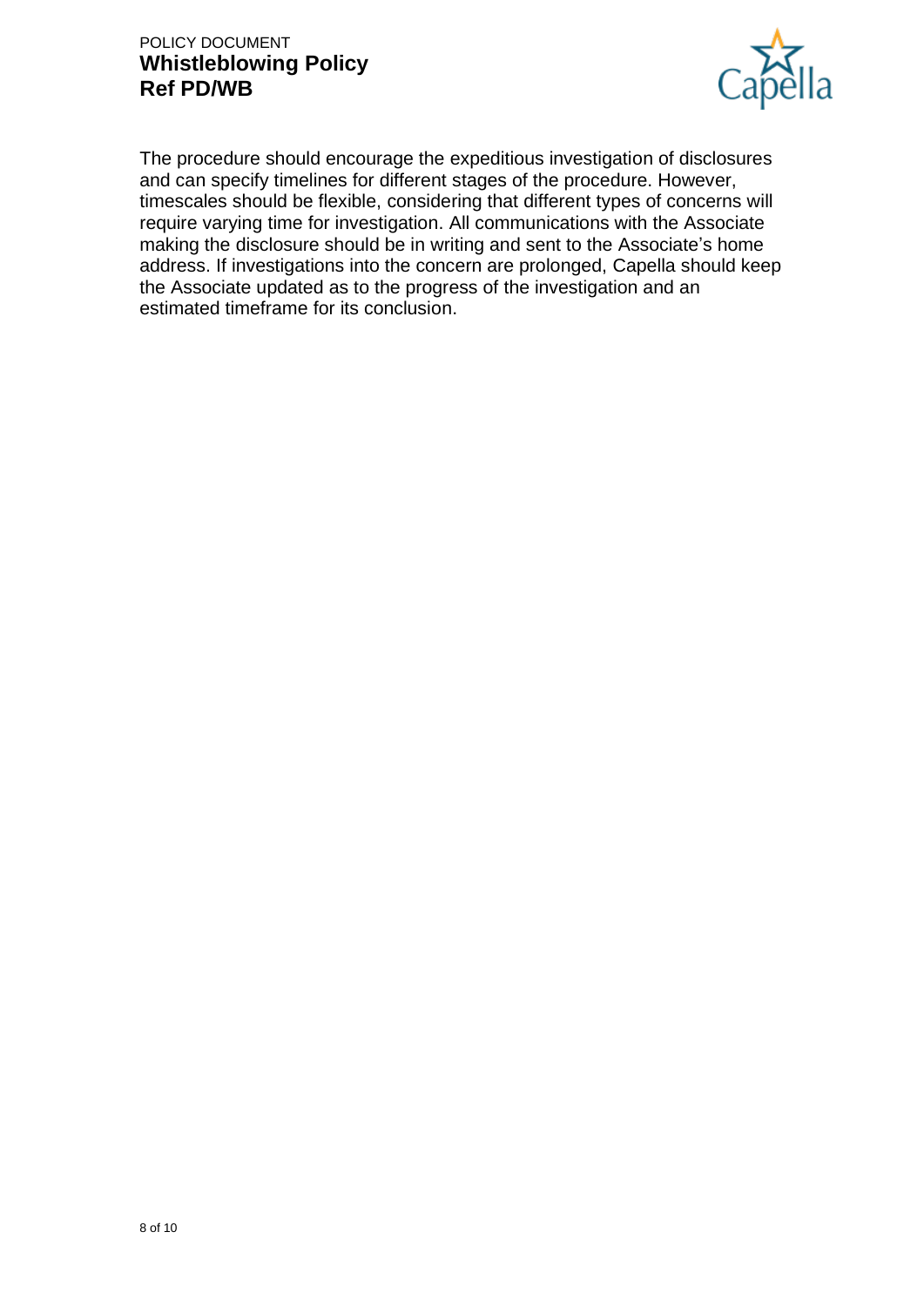The procedure should encourage the expeditious investigation of disclosures and can specify timelines for different stages of the procedure. However, timescales should be flexible, considering that different types of concerns will require varying time for investigation. All communications with the Associate making the disclosure should be in writing and sent to the Associate's home address. If investigations into the concern are prolonged, Capella should keep the Associate updated as to the progress of the investigation and an estimated timeframe for its conclusion.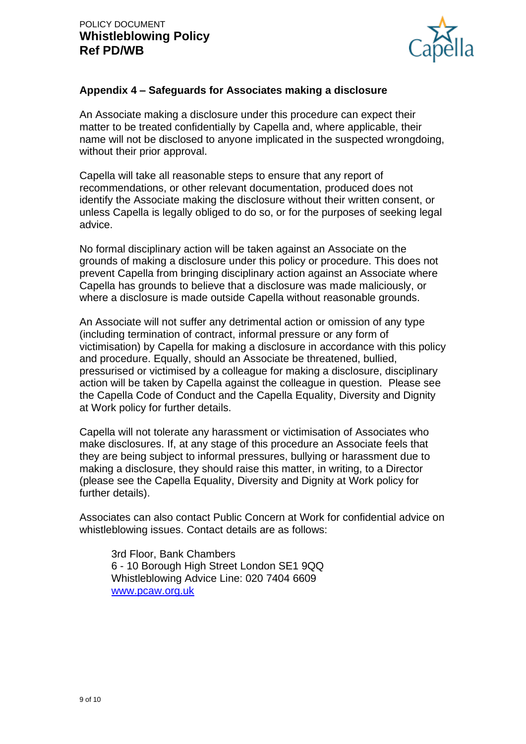## Appendix 4 – Safeguards for Associates making a disclosure

An Associate making a disclosure under this procedure can expect their matter to be treated confidentially by Capella and, where applicable, their name will not be disclosed to anyone implicated in the suspected wrongdoing, without their prior approval.

Capella will take all reasonable steps to ensure that any report of recommendations, or other relevant documentation, produced does not identify the Associate making the disclosure without their written consent, or unless Capella is legally obliged to do so, or for the purposes of seeking legal advice.

No formal disciplinary action will be taken against an Associate on the grounds of making a disclosure under this policy or procedure. This does not prevent Capella from bringing disciplinary action against an Associate where Capella has grounds to believe that a disclosure was made maliciously, or where a disclosure is made outside Capella without reasonable grounds.

An Associate will not suffer any detrimental action or omission of any type (including termination of contract, informal pressure or any form of victimisation) by Capella for making a disclosure in accordance with this policy and procedure. Equally, should an Associate be threatened, bullied, pressurised or victimised by a colleague for making a disclosure, disciplinary action will be taken by Capella against the colleague in question. Please see the Capella Code of Conduct and the Capella Equality, Diversity and Dignity at Work policy for further details.

Capella will not tolerate any harassment or victimisation of Associates who make disclosures. If, at any stage of this procedure an Associate feels that they are being subject to informal pressures, bullying or harassment due to making a disclosure, they should raise this matter, in writing, to a Director (please see the Capella Equality, Diversity and Dignity at Work policy for further details).

Associates can also contact Public Concern at Work for confidential advice on whistleblowing issues. Contact details are as follows:

> 3rd Floor, Bank Chambers
> 6 - 10 Borough High Street London SE1 9QQ
> Whistleblowing Advice Line: 020 7404 6609
> [www.pcaw.org.uk](http://www.pcaw.org.uk)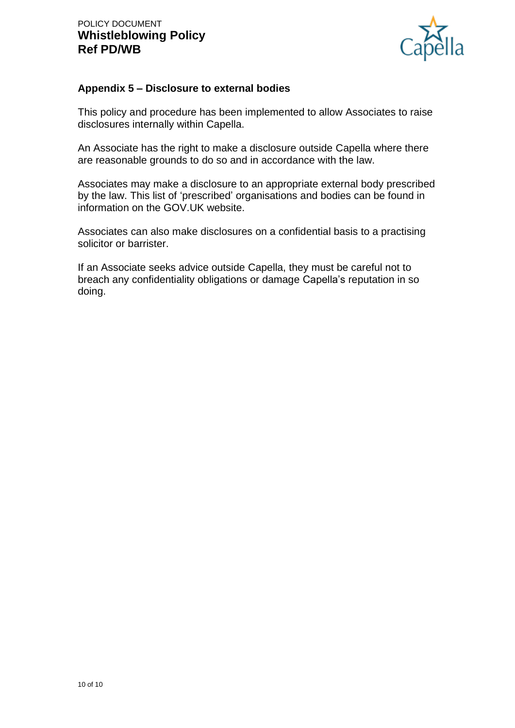## Appendix 5 – Disclosure to external bodies

This policy and procedure has been implemented to allow Associates to raise disclosures internally within Capella.

An Associate has the right to make a disclosure outside Capella where there are reasonable grounds to do so and in accordance with the law.

Associates may make a disclosure to an appropriate external body prescribed by the law. This list of 'prescribed' organisations and bodies can be found in information on the GOV.UK website.

Associates can also make disclosures on a confidential basis to a practising solicitor or barrister.

If an Associate seeks advice outside Capella, they must be careful not to breach any confidentiality obligations or damage Capella's reputation in so doing.